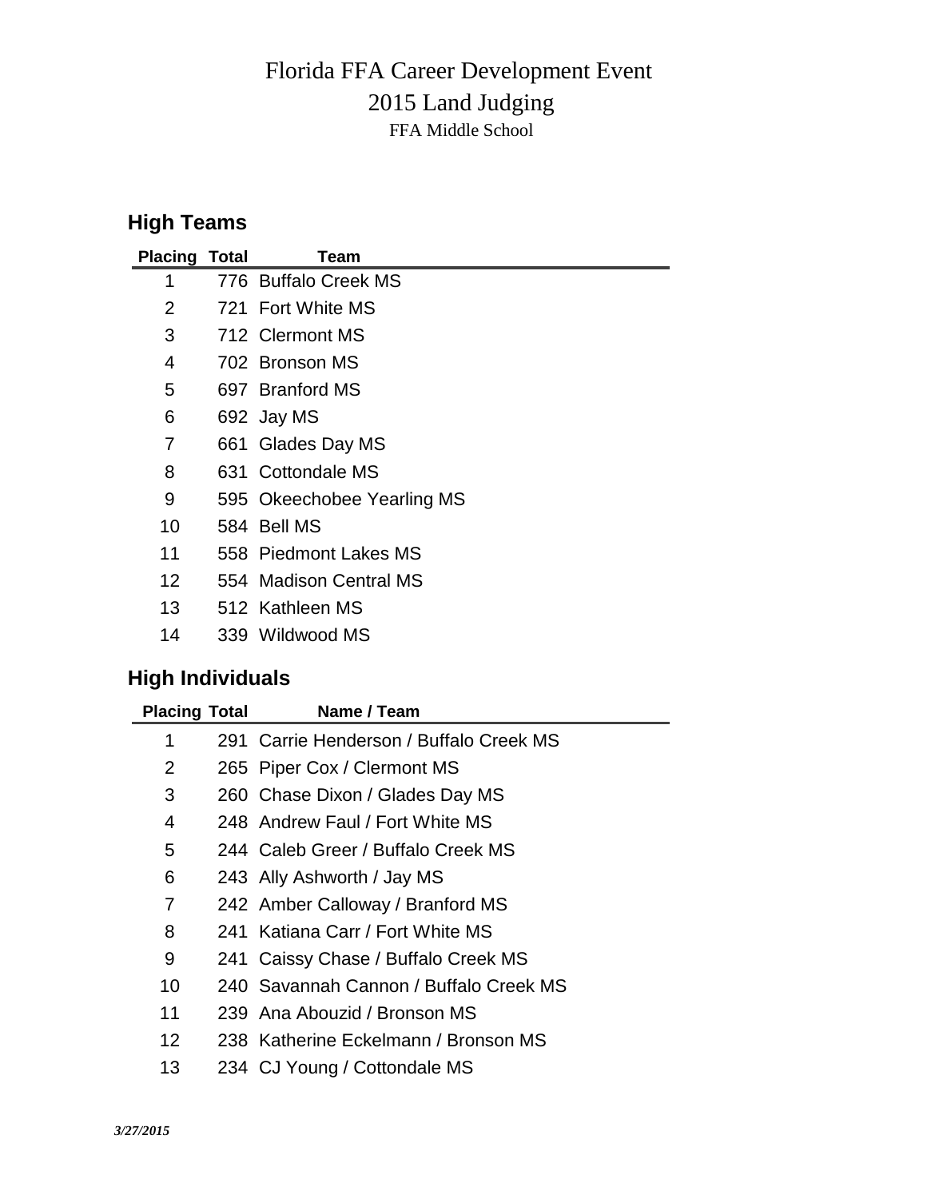# Florida FFA Career Development Event

## 2015 Land Judging

FFA Middle School

## High Teams

| Placing | Total | Team |
|---|---|---|
| 1 | 776 | Buffalo Creek MS |
| 2 | 721 | Fort White MS |
| 3 | 712 | Clermont MS |
| 4 | 702 | Bronson MS |
| 5 | 697 | Branford MS |
| 6 | 692 | Jay MS |
| 7 | 661 | Glades Day MS |
| 8 | 631 | Cottondale MS |
| 9 | 595 | Okeechobee Yearling MS |
| 10 | 584 | Bell MS |
| 11 | 558 | Piedmont Lakes MS |
| 12 | 554 | Madison Central MS |
| 13 | 512 | Kathleen MS |
| 14 | 339 | Wildwood MS |

## High Individuals

| Placing | Total | Name / Team |
|---|---|---|
| 1 | 291 | Carrie Henderson / Buffalo Creek MS |
| 2 | 265 | Piper Cox / Clermont MS |
| 3 | 260 | Chase Dixon / Glades Day MS |
| 4 | 248 | Andrew Faul / Fort White MS |
| 5 | 244 | Caleb Greer / Buffalo Creek MS |
| 6 | 243 | Ally Ashworth / Jay MS |
| 7 | 242 | Amber Calloway / Branford MS |
| 8 | 241 | Katiana Carr / Fort White MS |
| 9 | 241 | Caissy Chase / Buffalo Creek MS |
| 10 | 240 | Savannah Cannon / Buffalo Creek MS |
| 11 | 239 | Ana Abouzid / Bronson MS |
| 12 | 238 | Katherine Eckelmann / Bronson MS |
| 13 | 234 | CJ Young / Cottondale MS |

*3/27/2015*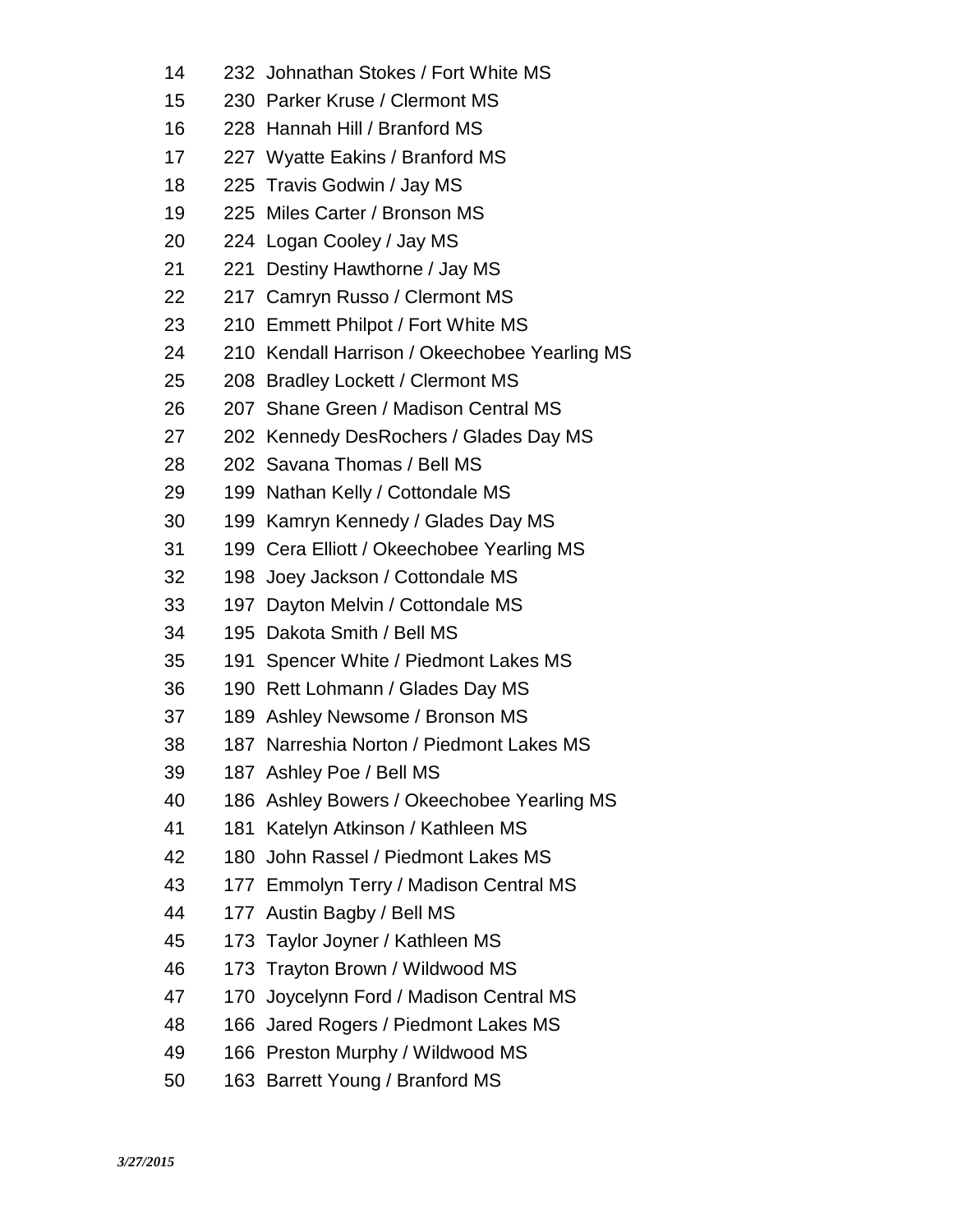| | | |
|---|---|---|
| 14 | 232 | Johnathan Stokes / Fort White MS |
| 15 | 230 | Parker Kruse / Clermont MS |
| 16 | 228 | Hannah Hill / Branford MS |
| 17 | 227 | Wyatte Eakins / Branford MS |
| 18 | 225 | Travis Godwin / Jay MS |
| 19 | 225 | Miles Carter / Bronson MS |
| 20 | 224 | Logan Cooley / Jay MS |
| 21 | 221 | Destiny Hawthorne / Jay MS |
| 22 | 217 | Camryn Russo / Clermont MS |
| 23 | 210 | Emmett Philpot / Fort White MS |
| 24 | 210 | Kendall Harrison / Okeechobee Yearling MS |
| 25 | 208 | Bradley Lockett / Clermont MS |
| 26 | 207 | Shane Green / Madison Central MS |
| 27 | 202 | Kennedy DesRochers / Glades Day MS |
| 28 | 202 | Savana Thomas / Bell MS |
| 29 | 199 | Nathan Kelly / Cottondale MS |
| 30 | 199 | Kamryn Kennedy / Glades Day MS |
| 31 | 199 | Cera Elliott / Okeechobee Yearling MS |
| 32 | 198 | Joey Jackson / Cottondale MS |
| 33 | 197 | Dayton Melvin / Cottondale MS |
| 34 | 195 | Dakota Smith / Bell MS |
| 35 | 191 | Spencer White / Piedmont Lakes MS |
| 36 | 190 | Rett Lohmann / Glades Day MS |
| 37 | 189 | Ashley Newsome / Bronson MS |
| 38 | 187 | Narreshia Norton / Piedmont Lakes MS |
| 39 | 187 | Ashley Poe / Bell MS |
| 40 | 186 | Ashley Bowers / Okeechobee Yearling MS |
| 41 | 181 | Katelyn Atkinson / Kathleen MS |
| 42 | 180 | John Rassel / Piedmont Lakes MS |
| 43 | 177 | Emmolyn Terry / Madison Central MS |
| 44 | 177 | Austin Bagby / Bell MS |
| 45 | 173 | Taylor Joyner / Kathleen MS |
| 46 | 173 | Trayton Brown / Wildwood MS |
| 47 | 170 | Joycelynn Ford / Madison Central MS |
| 48 | 166 | Jared Rogers / Piedmont Lakes MS |
| 49 | 166 | Preston Murphy / Wildwood MS |
| 50 | 163 | Barrett Young / Branford MS |

*3/27/2015*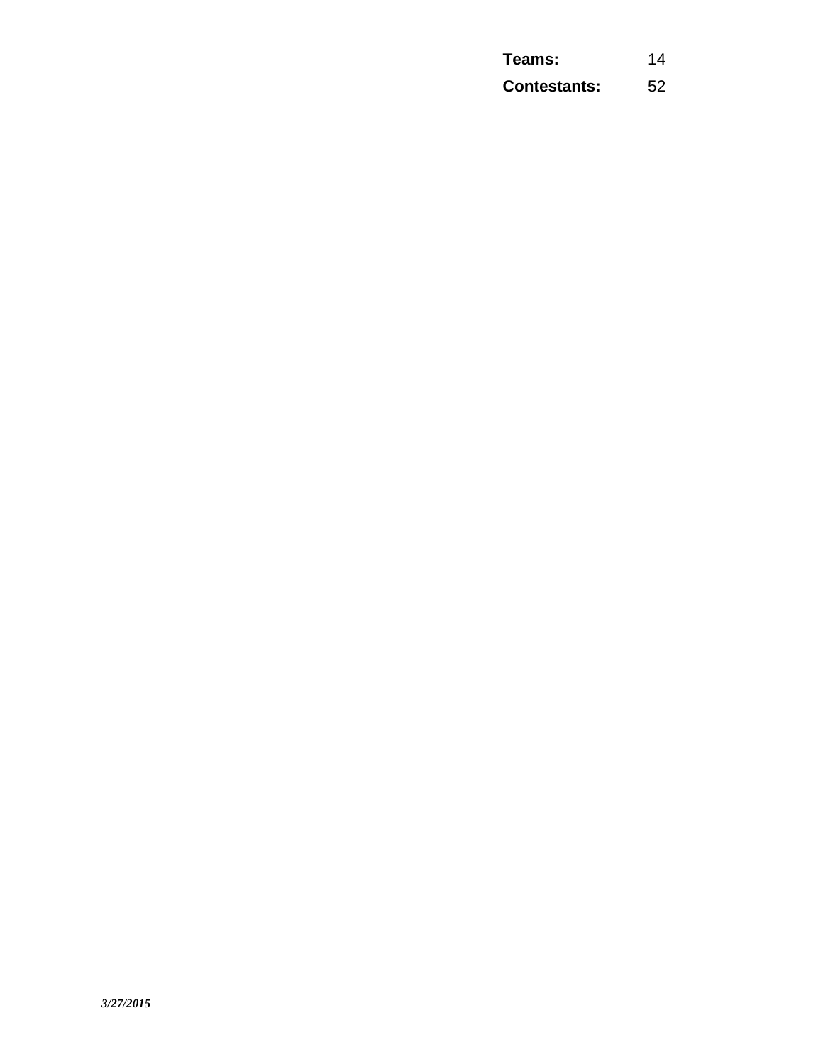| | |
|---|---|
| **Teams:** | 14 |
| **Contestants:** | 52 |